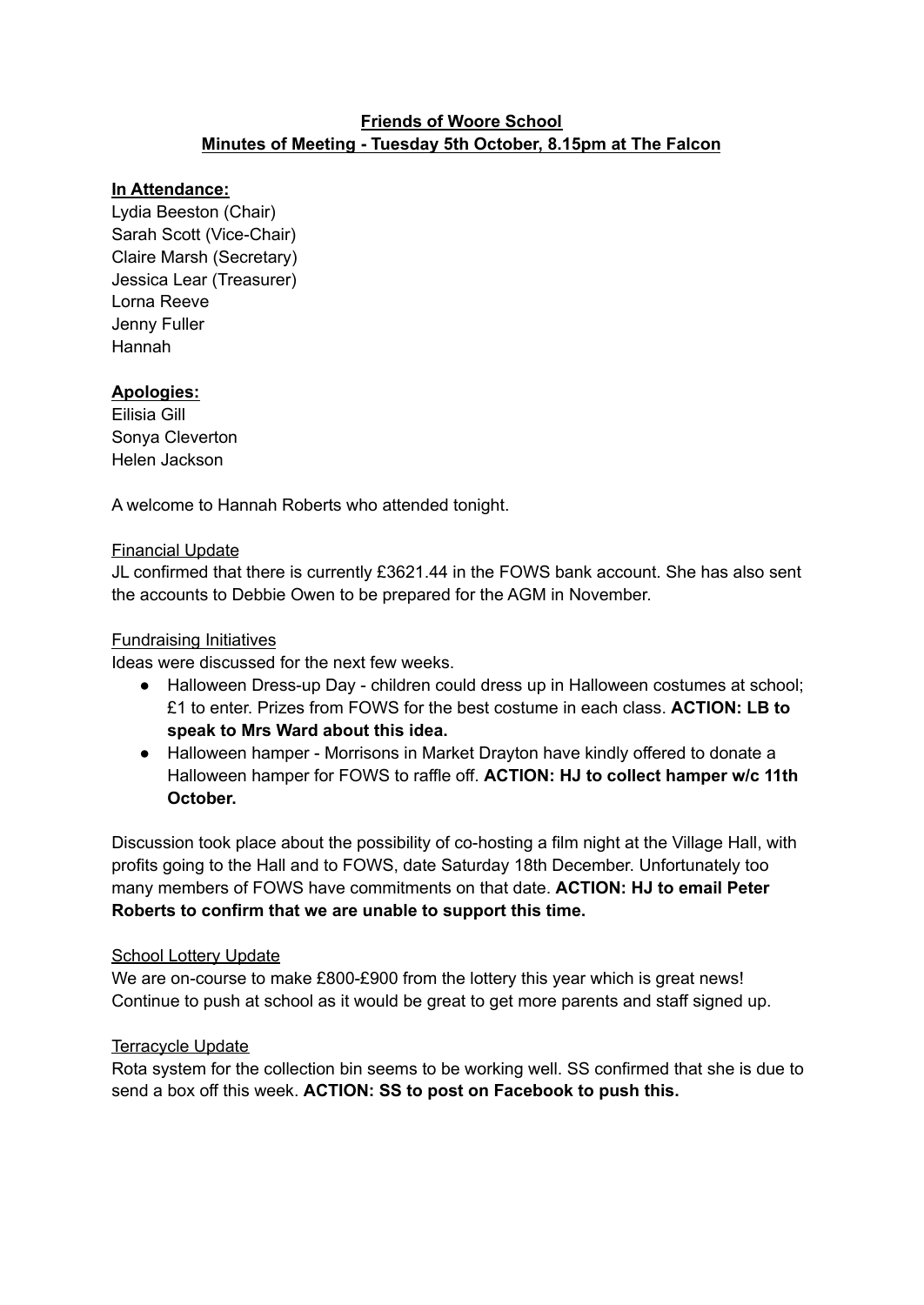**Friends of Woore School**
**Minutes of Meeting - Tuesday 5th October, 8.15pm at The Falcon**

**In Attendance:**
Lydia Beeston (Chair)
Sarah Scott (Vice-Chair)
Claire Marsh (Secretary)
Jessica Lear (Treasurer)
Lorna Reeve
Jenny Fuller
Hannah

**Apologies:**
Eilisia Gill
Sonya Cleverton
Helen Jackson

A welcome to Hannah Roberts who attended tonight.

Financial Update
JL confirmed that there is currently £3621.44 in the FOWS bank account. She has also sent the accounts to Debbie Owen to be prepared for the AGM in November.

Fundraising Initiatives
Ideas were discussed for the next few weeks.

- Halloween Dress-up Day - children could dress up in Halloween costumes at school; £1 to enter. Prizes from FOWS for the best costume in each class. **ACTION: LB to speak to Mrs Ward about this idea.**
- Halloween hamper - Morrisons in Market Drayton have kindly offered to donate a Halloween hamper for FOWS to raffle off. **ACTION: HJ to collect hamper w/c 11th October.**

Discussion took place about the possibility of co-hosting a film night at the Village Hall, with profits going to the Hall and to FOWS, date Saturday 18th December. Unfortunately too many members of FOWS have commitments on that date. **ACTION: HJ to email Peter Roberts to confirm that we are unable to support this time.**

School Lottery Update
We are on-course to make £800-£900 from the lottery this year which is great news! Continue to push at school as it would be great to get more parents and staff signed up.

Terracycle Update
Rota system for the collection bin seems to be working well. SS confirmed that she is due to send a box off this week. **ACTION: SS to post on Facebook to push this.**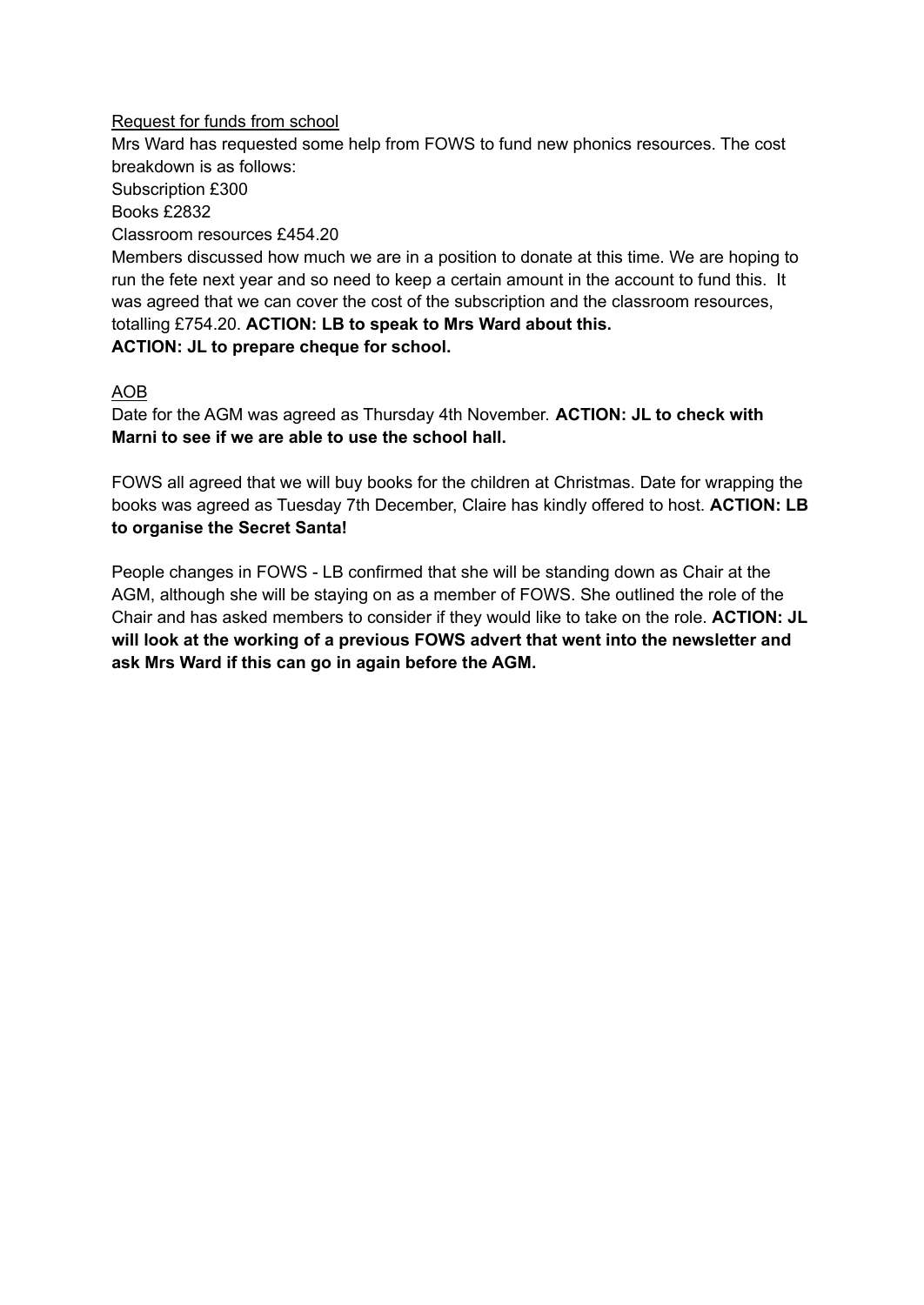Request for funds from school

Mrs Ward has requested some help from FOWS to fund new phonics resources. The cost breakdown is as follows:

Subscription £300

Books £2832

Classroom resources £454.20

Members discussed how much we are in a position to donate at this time. We are hoping to run the fete next year and so need to keep a certain amount in the account to fund this. It was agreed that we can cover the cost of the subscription and the classroom resources, totalling £754.20. **ACTION: LB to speak to Mrs Ward about this.**

**ACTION: JL to prepare cheque for school.**

AOB

Date for the AGM was agreed as Thursday 4th November. **ACTION: JL to check with Marni to see if we are able to use the school hall.**

FOWS all agreed that we will buy books for the children at Christmas. Date for wrapping the books was agreed as Tuesday 7th December, Claire has kindly offered to host. **ACTION: LB to organise the Secret Santa!**

People changes in FOWS - LB confirmed that she will be standing down as Chair at the AGM, although she will be staying on as a member of FOWS. She outlined the role of the Chair and has asked members to consider if they would like to take on the role. **ACTION: JL will look at the working of a previous FOWS advert that went into the newsletter and ask Mrs Ward if this can go in again before the AGM.**